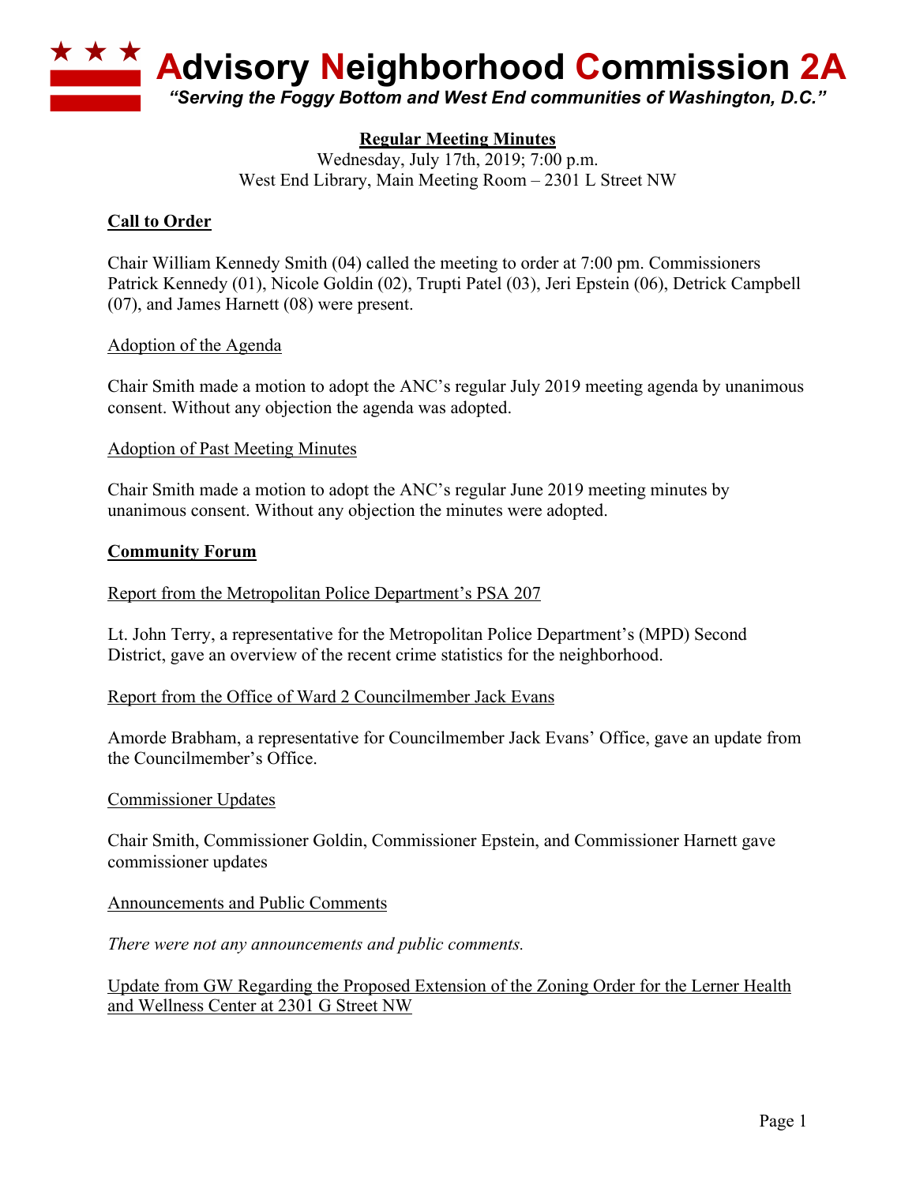# Advisory Neighborhood Commission 2A

*"Serving the Foggy Bottom and West End communities of Washington, D.C."*

**Regular Meeting Minutes**

Wednesday, July 17th, 2019; 7:00 p.m.
West End Library, Main Meeting Room – 2301 L Street NW

## Call to Order

Chair William Kennedy Smith (04) called the meeting to order at 7:00 pm. Commissioners Patrick Kennedy (01), Nicole Goldin (02), Trupti Patel (03), Jeri Epstein (06), Detrick Campbell (07), and James Harnett (08) were present.

### Adoption of the Agenda

Chair Smith made a motion to adopt the ANC's regular July 2019 meeting agenda by unanimous consent. Without any objection the agenda was adopted.

### Adoption of Past Meeting Minutes

Chair Smith made a motion to adopt the ANC's regular June 2019 meeting minutes by unanimous consent. Without any objection the minutes were adopted.

## Community Forum

### Report from the Metropolitan Police Department's PSA 207

Lt. John Terry, a representative for the Metropolitan Police Department's (MPD) Second District, gave an overview of the recent crime statistics for the neighborhood.

### Report from the Office of Ward 2 Councilmember Jack Evans

Amorde Brabham, a representative for Councilmember Jack Evans' Office, gave an update from the Councilmember's Office.

### Commissioner Updates

Chair Smith, Commissioner Goldin, Commissioner Epstein, and Commissioner Harnett gave commissioner updates

### Announcements and Public Comments

*There were not any announcements and public comments.*

### Update from GW Regarding the Proposed Extension of the Zoning Order for the Lerner Health and Wellness Center at 2301 G Street NW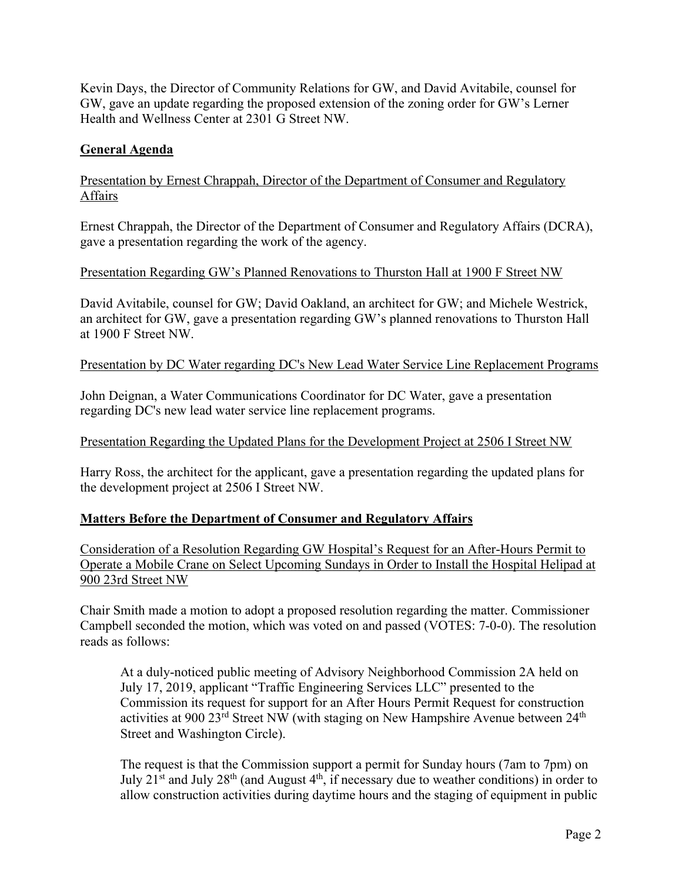Kevin Days, the Director of Community Relations for GW, and David Avitabile, counsel for GW, gave an update regarding the proposed extension of the zoning order for GW's Lerner Health and Wellness Center at 2301 G Street NW.

## **General Agenda**

Presentation by Ernest Chrappah, Director of the Department of Consumer and Regulatory Affairs

Ernest Chrappah, the Director of the Department of Consumer and Regulatory Affairs (DCRA), gave a presentation regarding the work of the agency.

Presentation Regarding GW's Planned Renovations to Thurston Hall at 1900 F Street NW

David Avitabile, counsel for GW; David Oakland, an architect for GW; and Michele Westrick, an architect for GW, gave a presentation regarding GW's planned renovations to Thurston Hall at 1900 F Street NW.

Presentation by DC Water regarding DC's New Lead Water Service Line Replacement Programs

John Deignan, a Water Communications Coordinator for DC Water, gave a presentation regarding DC's new lead water service line replacement programs.

Presentation Regarding the Updated Plans for the Development Project at 2506 I Street NW

Harry Ross, the architect for the applicant, gave a presentation regarding the updated plans for the development project at 2506 I Street NW.

## **Matters Before the Department of Consumer and Regulatory Affairs**

Consideration of a Resolution Regarding GW Hospital's Request for an After-Hours Permit to Operate a Mobile Crane on Select Upcoming Sundays in Order to Install the Hospital Helipad at 900 23rd Street NW

Chair Smith made a motion to adopt a proposed resolution regarding the matter. Commissioner Campbell seconded the motion, which was voted on and passed (VOTES: 7-0-0). The resolution reads as follows:

> At a duly-noticed public meeting of Advisory Neighborhood Commission 2A held on July 17, 2019, applicant "Traffic Engineering Services LLC" presented to the Commission its request for support for an After Hours Permit Request for construction activities at 900 23rd Street NW (with staging on New Hampshire Avenue between 24th Street and Washington Circle).
>
> The request is that the Commission support a permit for Sunday hours (7am to 7pm) on July 21st and July 28th (and August 4th, if necessary due to weather conditions) in order to allow construction activities during daytime hours and the staging of equipment in public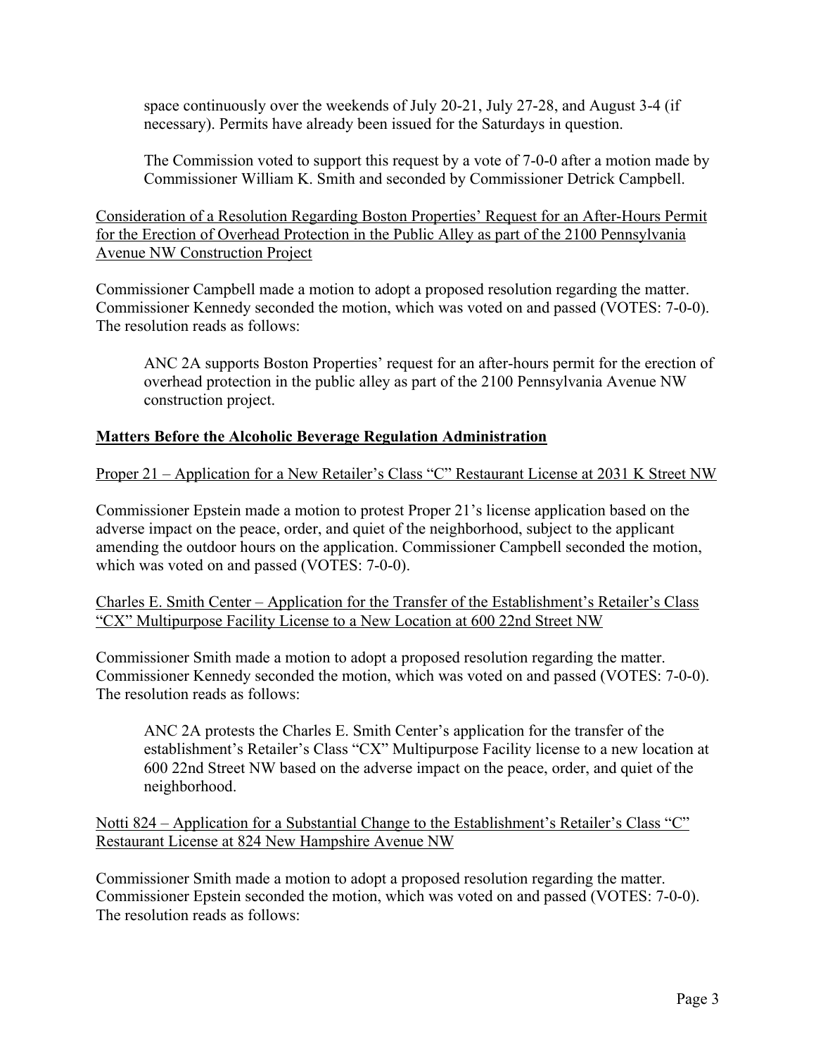space continuously over the weekends of July 20-21, July 27-28, and August 3-4 (if necessary). Permits have already been issued for the Saturdays in question.

> The Commission voted to support this request by a vote of 7-0-0 after a motion made by Commissioner William K. Smith and seconded by Commissioner Detrick Campbell.

<u>Consideration of a Resolution Regarding Boston Properties' Request for an After-Hours Permit for the Erection of Overhead Protection in the Public Alley as part of the 2100 Pennsylvania Avenue NW Construction Project</u>

Commissioner Campbell made a motion to adopt a proposed resolution regarding the matter. Commissioner Kennedy seconded the motion, which was voted on and passed (VOTES: 7-0-0). The resolution reads as follows:

> ANC 2A supports Boston Properties' request for an after-hours permit for the erection of overhead protection in the public alley as part of the 2100 Pennsylvania Avenue NW construction project.

## **<u>Matters Before the Alcoholic Beverage Regulation Administration</u>**

<u>Proper 21 – Application for a New Retailer's Class "C" Restaurant License at 2031 K Street NW</u>

Commissioner Epstein made a motion to protest Proper 21's license application based on the adverse impact on the peace, order, and quiet of the neighborhood, subject to the applicant amending the outdoor hours on the application. Commissioner Campbell seconded the motion, which was voted on and passed (VOTES: 7-0-0).

<u>Charles E. Smith Center – Application for the Transfer of the Establishment's Retailer's Class "CX" Multipurpose Facility License to a New Location at 600 22nd Street NW</u>

Commissioner Smith made a motion to adopt a proposed resolution regarding the matter. Commissioner Kennedy seconded the motion, which was voted on and passed (VOTES: 7-0-0). The resolution reads as follows:

> ANC 2A protests the Charles E. Smith Center's application for the transfer of the establishment's Retailer's Class "CX" Multipurpose Facility license to a new location at 600 22nd Street NW based on the adverse impact on the peace, order, and quiet of the neighborhood.

<u>Notti 824 – Application for a Substantial Change to the Establishment's Retailer's Class "C" Restaurant License at 824 New Hampshire Avenue NW</u>

Commissioner Smith made a motion to adopt a proposed resolution regarding the matter. Commissioner Epstein seconded the motion, which was voted on and passed (VOTES: 7-0-0). The resolution reads as follows: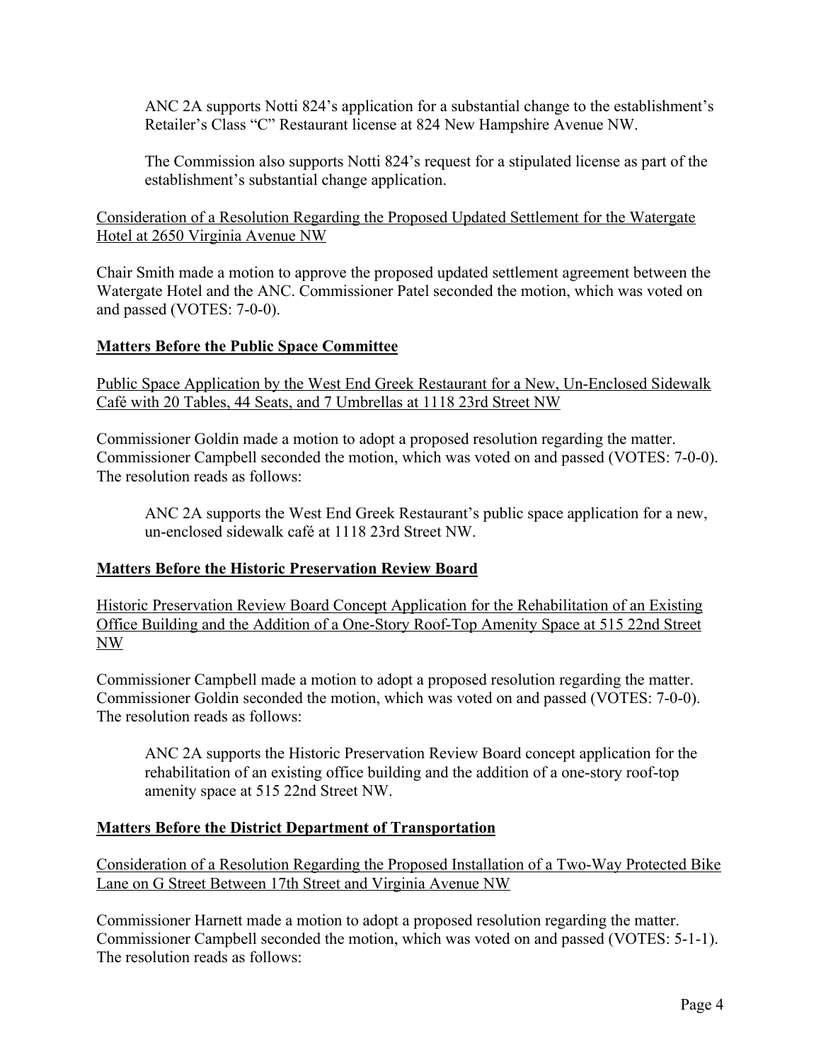> ANC 2A supports Notti 824's application for a substantial change to the establishment's Retailer's Class "C" Restaurant license at 824 New Hampshire Avenue NW.
>
> The Commission also supports Notti 824's request for a stipulated license as part of the establishment's substantial change application.

<u>Consideration of a Resolution Regarding the Proposed Updated Settlement for the Watergate Hotel at 2650 Virginia Avenue NW</u>

Chair Smith made a motion to approve the proposed updated settlement agreement between the Watergate Hotel and the ANC. Commissioner Patel seconded the motion, which was voted on and passed (VOTES: 7-0-0).

**<u>Matters Before the Public Space Committee</u>**

<u>Public Space Application by the West End Greek Restaurant for a New, Un-Enclosed Sidewalk Café with 20 Tables, 44 Seats, and 7 Umbrellas at 1118 23rd Street NW</u>

Commissioner Goldin made a motion to adopt a proposed resolution regarding the matter. Commissioner Campbell seconded the motion, which was voted on and passed (VOTES: 7-0-0). The resolution reads as follows:

> ANC 2A supports the West End Greek Restaurant's public space application for a new, un-enclosed sidewalk café at 1118 23rd Street NW.

**<u>Matters Before the Historic Preservation Review Board</u>**

<u>Historic Preservation Review Board Concept Application for the Rehabilitation of an Existing Office Building and the Addition of a One-Story Roof-Top Amenity Space at 515 22nd Street NW</u>

Commissioner Campbell made a motion to adopt a proposed resolution regarding the matter. Commissioner Goldin seconded the motion, which was voted on and passed (VOTES: 7-0-0). The resolution reads as follows:

> ANC 2A supports the Historic Preservation Review Board concept application for the rehabilitation of an existing office building and the addition of a one-story roof-top amenity space at 515 22nd Street NW.

**<u>Matters Before the District Department of Transportation</u>**

<u>Consideration of a Resolution Regarding the Proposed Installation of a Two-Way Protected Bike Lane on G Street Between 17th Street and Virginia Avenue NW</u>

Commissioner Harnett made a motion to adopt a proposed resolution regarding the matter. Commissioner Campbell seconded the motion, which was voted on and passed (VOTES: 5-1-1). The resolution reads as follows: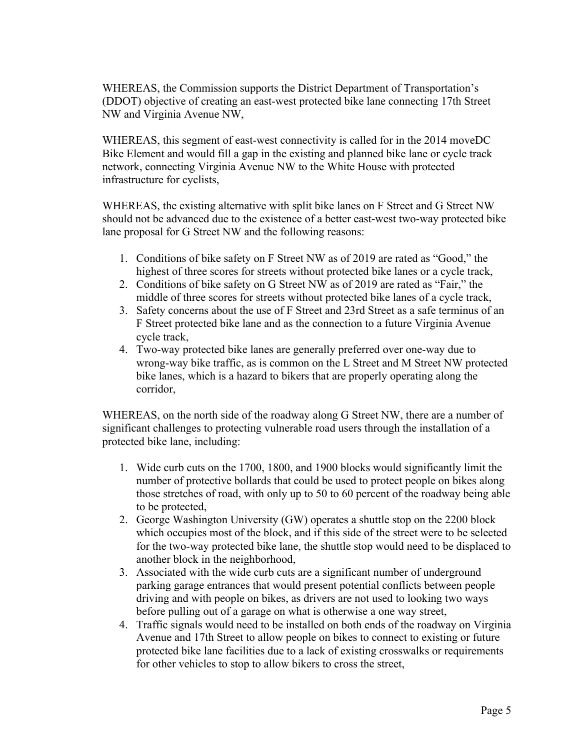WHEREAS, the Commission supports the District Department of Transportation's (DDOT) objective of creating an east-west protected bike lane connecting 17th Street NW and Virginia Avenue NW,

WHEREAS, this segment of east-west connectivity is called for in the 2014 moveDC Bike Element and would fill a gap in the existing and planned bike lane or cycle track network, connecting Virginia Avenue NW to the White House with protected infrastructure for cyclists,

WHEREAS, the existing alternative with split bike lanes on F Street and G Street NW should not be advanced due to the existence of a better east-west two-way protected bike lane proposal for G Street NW and the following reasons:

1. Conditions of bike safety on F Street NW as of 2019 are rated as "Good," the highest of three scores for streets without protected bike lanes or a cycle track,
2. Conditions of bike safety on G Street NW as of 2019 are rated as "Fair," the middle of three scores for streets without protected bike lanes of a cycle track,
3. Safety concerns about the use of F Street and 23rd Street as a safe terminus of an F Street protected bike lane and as the connection to a future Virginia Avenue cycle track,
4. Two-way protected bike lanes are generally preferred over one-way due to wrong-way bike traffic, as is common on the L Street and M Street NW protected bike lanes, which is a hazard to bikers that are properly operating along the corridor,

WHEREAS, on the north side of the roadway along G Street NW, there are a number of significant challenges to protecting vulnerable road users through the installation of a protected bike lane, including:

1. Wide curb cuts on the 1700, 1800, and 1900 blocks would significantly limit the number of protective bollards that could be used to protect people on bikes along those stretches of road, with only up to 50 to 60 percent of the roadway being able to be protected,
2. George Washington University (GW) operates a shuttle stop on the 2200 block which occupies most of the block, and if this side of the street were to be selected for the two-way protected bike lane, the shuttle stop would need to be displaced to another block in the neighborhood,
3. Associated with the wide curb cuts are a significant number of underground parking garage entrances that would present potential conflicts between people driving and with people on bikes, as drivers are not used to looking two ways before pulling out of a garage on what is otherwise a one way street,
4. Traffic signals would need to be installed on both ends of the roadway on Virginia Avenue and 17th Street to allow people on bikes to connect to existing or future protected bike lane facilities due to a lack of existing crosswalks or requirements for other vehicles to stop to allow bikers to cross the street,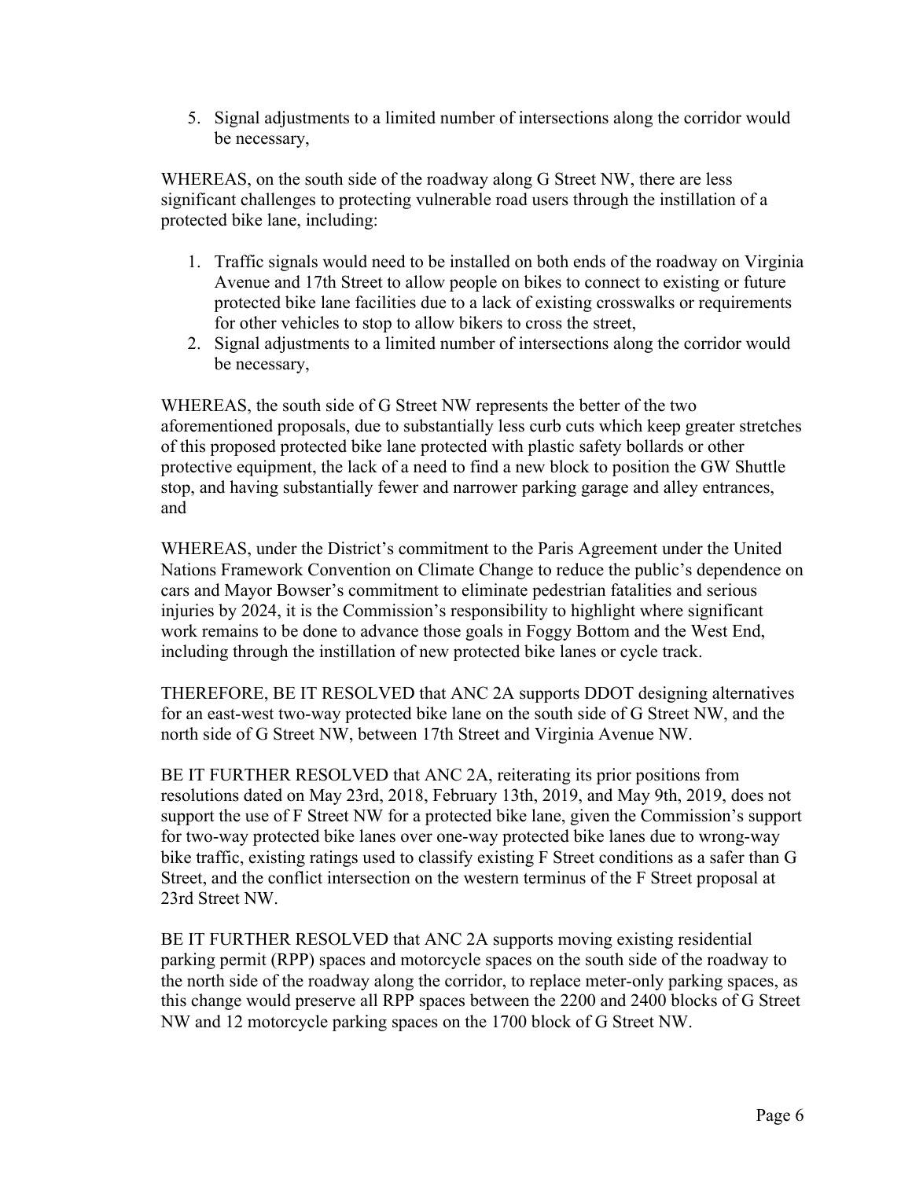5. Signal adjustments to a limited number of intersections along the corridor would be necessary,

WHEREAS, on the south side of the roadway along G Street NW, there are less significant challenges to protecting vulnerable road users through the instillation of a protected bike lane, including:

1. Traffic signals would need to be installed on both ends of the roadway on Virginia Avenue and 17th Street to allow people on bikes to connect to existing or future protected bike lane facilities due to a lack of existing crosswalks or requirements for other vehicles to stop to allow bikers to cross the street,
2. Signal adjustments to a limited number of intersections along the corridor would be necessary,

WHEREAS, the south side of G Street NW represents the better of the two aforementioned proposals, due to substantially less curb cuts which keep greater stretches of this proposed protected bike lane protected with plastic safety bollards or other protective equipment, the lack of a need to find a new block to position the GW Shuttle stop, and having substantially fewer and narrower parking garage and alley entrances, and

WHEREAS, under the District's commitment to the Paris Agreement under the United Nations Framework Convention on Climate Change to reduce the public's dependence on cars and Mayor Bowser's commitment to eliminate pedestrian fatalities and serious injuries by 2024, it is the Commission's responsibility to highlight where significant work remains to be done to advance those goals in Foggy Bottom and the West End, including through the instillation of new protected bike lanes or cycle track.

THEREFORE, BE IT RESOLVED that ANC 2A supports DDOT designing alternatives for an east-west two-way protected bike lane on the south side of G Street NW, and the north side of G Street NW, between 17th Street and Virginia Avenue NW.

BE IT FURTHER RESOLVED that ANC 2A, reiterating its prior positions from resolutions dated on May 23rd, 2018, February 13th, 2019, and May 9th, 2019, does not support the use of F Street NW for a protected bike lane, given the Commission's support for two-way protected bike lanes over one-way protected bike lanes due to wrong-way bike traffic, existing ratings used to classify existing F Street conditions as a safer than G Street, and the conflict intersection on the western terminus of the F Street proposal at 23rd Street NW.

BE IT FURTHER RESOLVED that ANC 2A supports moving existing residential parking permit (RPP) spaces and motorcycle spaces on the south side of the roadway to the north side of the roadway along the corridor, to replace meter-only parking spaces, as this change would preserve all RPP spaces between the 2200 and 2400 blocks of G Street NW and 12 motorcycle parking spaces on the 1700 block of G Street NW.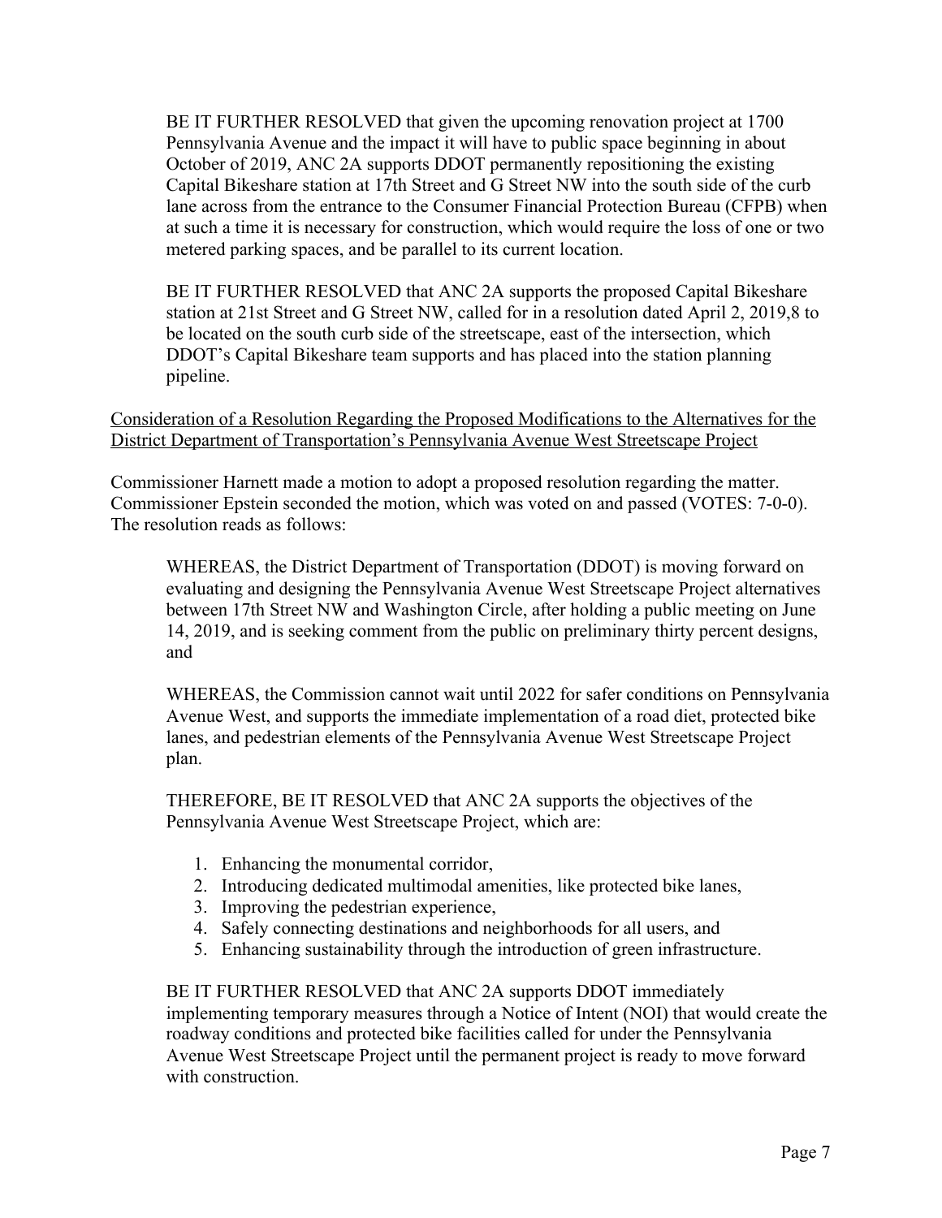BE IT FURTHER RESOLVED that given the upcoming renovation project at 1700 Pennsylvania Avenue and the impact it will have to public space beginning in about October of 2019, ANC 2A supports DDOT permanently repositioning the existing Capital Bikeshare station at 17th Street and G Street NW into the south side of the curb lane across from the entrance to the Consumer Financial Protection Bureau (CFPB) when at such a time it is necessary for construction, which would require the loss of one or two metered parking spaces, and be parallel to its current location.

BE IT FURTHER RESOLVED that ANC 2A supports the proposed Capital Bikeshare station at 21st Street and G Street NW, called for in a resolution dated April 2, 2019,8 to be located on the south curb side of the streetscape, east of the intersection, which DDOT's Capital Bikeshare team supports and has placed into the station planning pipeline.

<u>Consideration of a Resolution Regarding the Proposed Modifications to the Alternatives for the District Department of Transportation's Pennsylvania Avenue West Streetscape Project</u>

Commissioner Harnett made a motion to adopt a proposed resolution regarding the matter. Commissioner Epstein seconded the motion, which was voted on and passed (VOTES: 7-0-0). The resolution reads as follows:

WHEREAS, the District Department of Transportation (DDOT) is moving forward on evaluating and designing the Pennsylvania Avenue West Streetscape Project alternatives between 17th Street NW and Washington Circle, after holding a public meeting on June 14, 2019, and is seeking comment from the public on preliminary thirty percent designs, and

WHEREAS, the Commission cannot wait until 2022 for safer conditions on Pennsylvania Avenue West, and supports the immediate implementation of a road diet, protected bike lanes, and pedestrian elements of the Pennsylvania Avenue West Streetscape Project plan.

THEREFORE, BE IT RESOLVED that ANC 2A supports the objectives of the Pennsylvania Avenue West Streetscape Project, which are:

1. Enhancing the monumental corridor,
2. Introducing dedicated multimodal amenities, like protected bike lanes,
3. Improving the pedestrian experience,
4. Safely connecting destinations and neighborhoods for all users, and
5. Enhancing sustainability through the introduction of green infrastructure.

BE IT FURTHER RESOLVED that ANC 2A supports DDOT immediately implementing temporary measures through a Notice of Intent (NOI) that would create the roadway conditions and protected bike facilities called for under the Pennsylvania Avenue West Streetscape Project until the permanent project is ready to move forward with construction.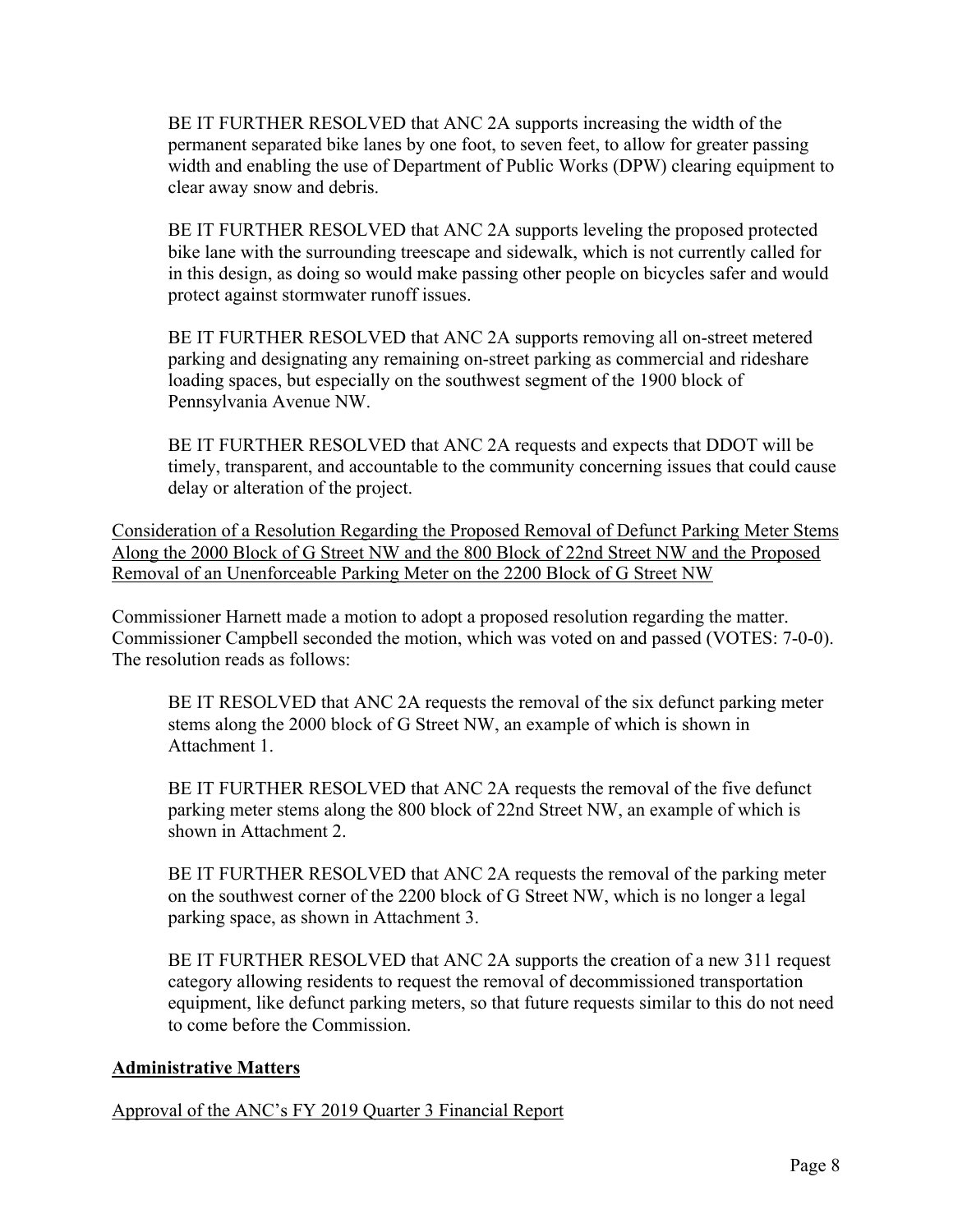BE IT FURTHER RESOLVED that ANC 2A supports increasing the width of the permanent separated bike lanes by one foot, to seven feet, to allow for greater passing width and enabling the use of Department of Public Works (DPW) clearing equipment to clear away snow and debris.

BE IT FURTHER RESOLVED that ANC 2A supports leveling the proposed protected bike lane with the surrounding treescape and sidewalk, which is not currently called for in this design, as doing so would make passing other people on bicycles safer and would protect against stormwater runoff issues.

BE IT FURTHER RESOLVED that ANC 2A supports removing all on-street metered parking and designating any remaining on-street parking as commercial and rideshare loading spaces, but especially on the southwest segment of the 1900 block of Pennsylvania Avenue NW.

BE IT FURTHER RESOLVED that ANC 2A requests and expects that DDOT will be timely, transparent, and accountable to the community concerning issues that could cause delay or alteration of the project.

Consideration of a Resolution Regarding the Proposed Removal of Defunct Parking Meter Stems Along the 2000 Block of G Street NW and the 800 Block of 22nd Street NW and the Proposed Removal of an Unenforceable Parking Meter on the 2200 Block of G Street NW

Commissioner Harnett made a motion to adopt a proposed resolution regarding the matter. Commissioner Campbell seconded the motion, which was voted on and passed (VOTES: 7-0-0). The resolution reads as follows:

BE IT RESOLVED that ANC 2A requests the removal of the six defunct parking meter stems along the 2000 block of G Street NW, an example of which is shown in Attachment 1.

BE IT FURTHER RESOLVED that ANC 2A requests the removal of the five defunct parking meter stems along the 800 block of 22nd Street NW, an example of which is shown in Attachment 2.

BE IT FURTHER RESOLVED that ANC 2A requests the removal of the parking meter on the southwest corner of the 2200 block of G Street NW, which is no longer a legal parking space, as shown in Attachment 3.

BE IT FURTHER RESOLVED that ANC 2A supports the creation of a new 311 request category allowing residents to request the removal of decommissioned transportation equipment, like defunct parking meters, so that future requests similar to this do not need to come before the Commission.

## Administrative Matters

Approval of the ANC's FY 2019 Quarter 3 Financial Report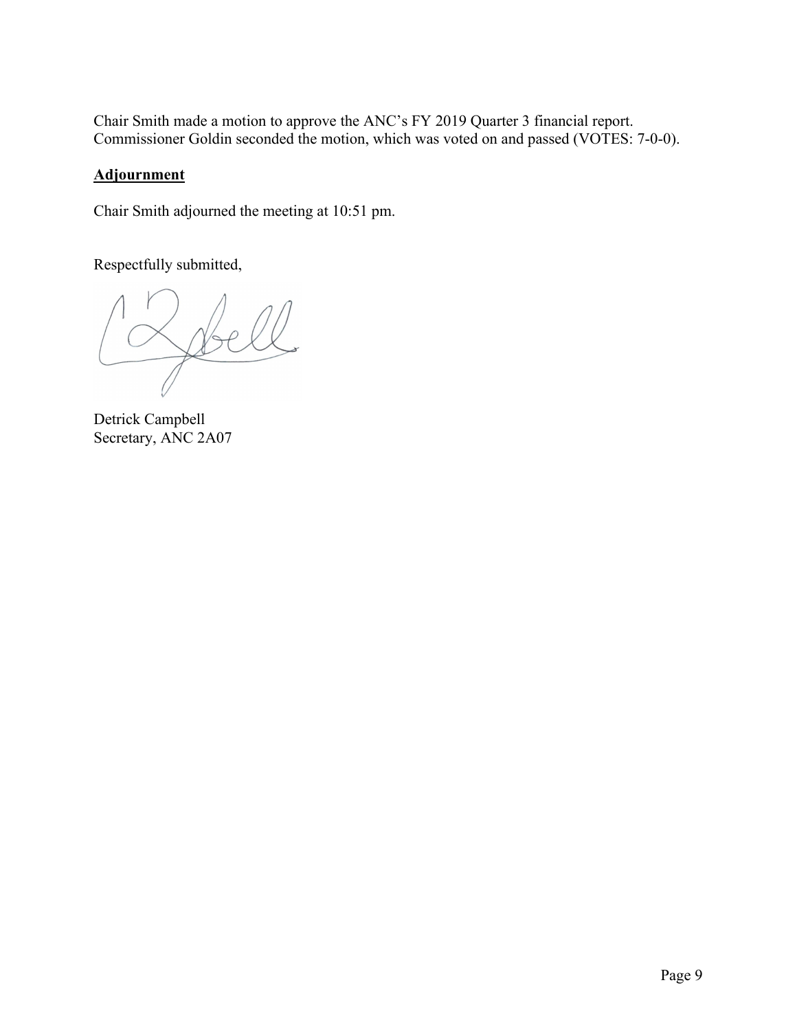Chair Smith made a motion to approve the ANC's FY 2019 Quarter 3 financial report. Commissioner Goldin seconded the motion, which was voted on and passed (VOTES: 7-0-0).

## **Adjournment**

Chair Smith adjourned the meeting at 10:51 pm.

Respectfully submitted,

Detrick Campbell
Secretary, ANC 2A07